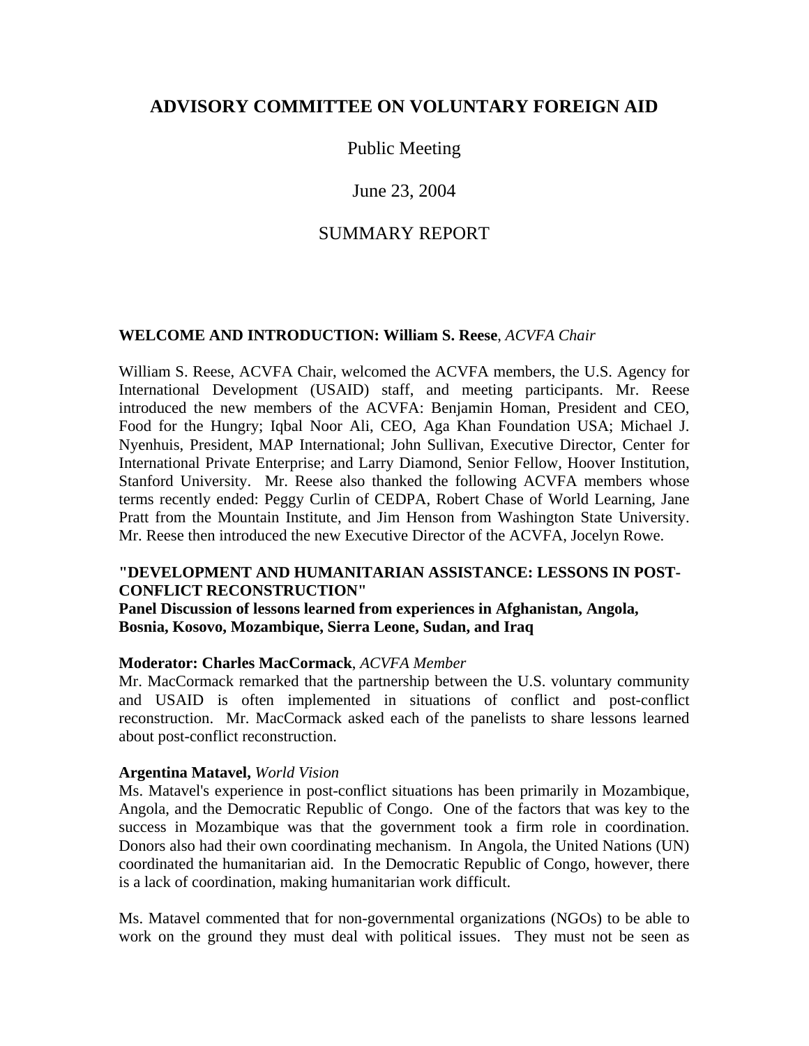# ADVISORY COMMITTEE ON VOLUNTARY FOREIGN AID

Public Meeting

June 23, 2004

SUMMARY REPORT

### WELCOME AND INTRODUCTION: William S. Reese, *ACVFA Chair*

William S. Reese, ACVFA Chair, welcomed the ACVFA members, the U.S. Agency for International Development (USAID) staff, and meeting participants. Mr. Reese introduced the new members of the ACVFA: Benjamin Homan, President and CEO, Food for the Hungry; Iqbal Noor Ali, CEO, Aga Khan Foundation USA; Michael J. Nyenhuis, President, MAP International; John Sullivan, Executive Director, Center for International Private Enterprise; and Larry Diamond, Senior Fellow, Hoover Institution, Stanford University. Mr. Reese also thanked the following ACVFA members whose terms recently ended: Peggy Curlin of CEDPA, Robert Chase of World Learning, Jane Pratt from the Mountain Institute, and Jim Henson from Washington State University. Mr. Reese then introduced the new Executive Director of the ACVFA, Jocelyn Rowe.

### "DEVELOPMENT AND HUMANITARIAN ASSISTANCE: LESSONS IN POST-CONFLICT RECONSTRUCTION"

**Panel Discussion of lessons learned from experiences in Afghanistan, Angola, Bosnia, Kosovo, Mozambique, Sierra Leone, Sudan, and Iraq**

**Moderator: Charles MacCormack**, *ACVFA Member*

Mr. MacCormack remarked that the partnership between the U.S. voluntary community and USAID is often implemented in situations of conflict and post-conflict reconstruction. Mr. MacCormack asked each of the panelists to share lessons learned about post-conflict reconstruction.

**Argentina Matavel,** *World Vision*

Ms. Matavel's experience in post-conflict situations has been primarily in Mozambique, Angola, and the Democratic Republic of Congo. One of the factors that was key to the success in Mozambique was that the government took a firm role in coordination. Donors also had their own coordinating mechanism. In Angola, the United Nations (UN) coordinated the humanitarian aid. In the Democratic Republic of Congo, however, there is a lack of coordination, making humanitarian work difficult.

Ms. Matavel commented that for non-governmental organizations (NGOs) to be able to work on the ground they must deal with political issues. They must not be seen as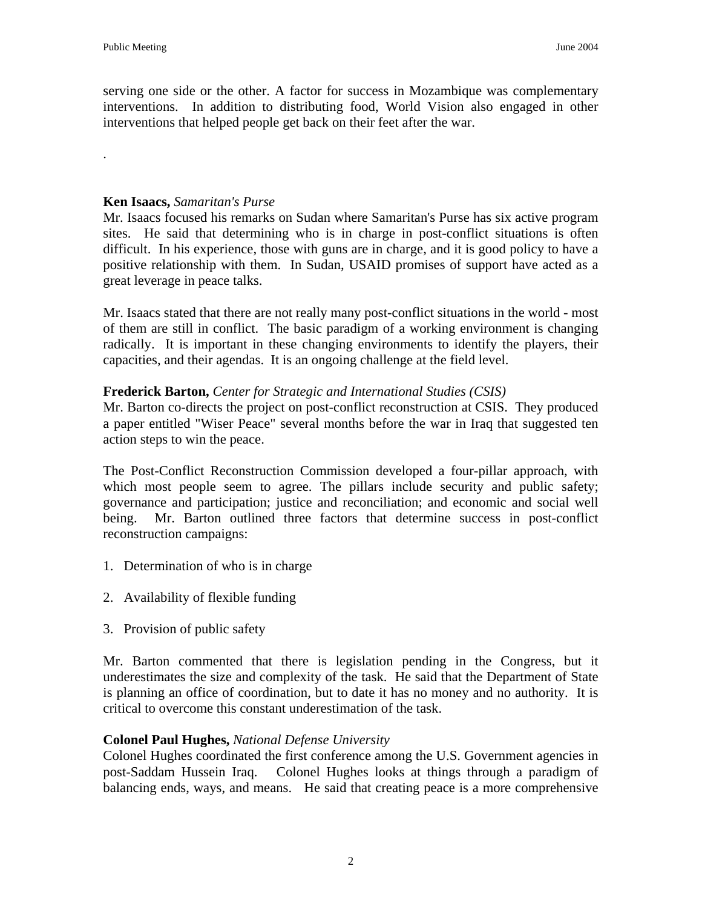serving one side or the other. A factor for success in Mozambique was complementary interventions. In addition to distributing food, World Vision also engaged in other interventions that helped people get back on their feet after the war.

.

**Ken Isaacs,** *Samaritan's Purse*
Mr. Isaacs focused his remarks on Sudan where Samaritan's Purse has six active program sites. He said that determining who is in charge in post-conflict situations is often difficult. In his experience, those with guns are in charge, and it is good policy to have a positive relationship with them. In Sudan, USAID promises of support have acted as a great leverage in peace talks.

Mr. Isaacs stated that there are not really many post-conflict situations in the world - most of them are still in conflict. The basic paradigm of a working environment is changing radically. It is important in these changing environments to identify the players, their capacities, and their agendas. It is an ongoing challenge at the field level.

**Frederick Barton,** *Center for Strategic and International Studies (CSIS)*
Mr. Barton co-directs the project on post-conflict reconstruction at CSIS. They produced a paper entitled "Wiser Peace" several months before the war in Iraq that suggested ten action steps to win the peace.

The Post-Conflict Reconstruction Commission developed a four-pillar approach, with which most people seem to agree. The pillars include security and public safety; governance and participation; justice and reconciliation; and economic and social well being. Mr. Barton outlined three factors that determine success in post-conflict reconstruction campaigns:

1. Determination of who is in charge

2. Availability of flexible funding

3. Provision of public safety

Mr. Barton commented that there is legislation pending in the Congress, but it underestimates the size and complexity of the task. He said that the Department of State is planning an office of coordination, but to date it has no money and no authority. It is critical to overcome this constant underestimation of the task.

**Colonel Paul Hughes,** *National Defense University*
Colonel Hughes coordinated the first conference among the U.S. Government agencies in post-Saddam Hussein Iraq. Colonel Hughes looks at things through a paradigm of balancing ends, ways, and means. He said that creating peace is a more comprehensive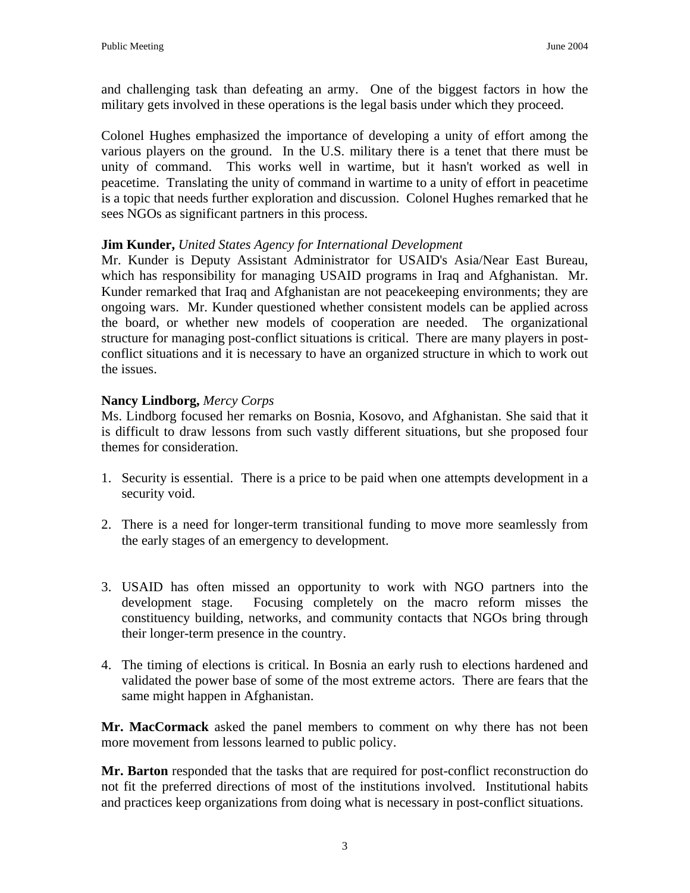and challenging task than defeating an army. One of the biggest factors in how the military gets involved in these operations is the legal basis under which they proceed.

Colonel Hughes emphasized the importance of developing a unity of effort among the various players on the ground. In the U.S. military there is a tenet that there must be unity of command. This works well in wartime, but it hasn't worked as well in peacetime. Translating the unity of command in wartime to a unity of effort in peacetime is a topic that needs further exploration and discussion. Colonel Hughes remarked that he sees NGOs as significant partners in this process.

**Jim Kunder,** *United States Agency for International Development*
Mr. Kunder is Deputy Assistant Administrator for USAID's Asia/Near East Bureau, which has responsibility for managing USAID programs in Iraq and Afghanistan. Mr. Kunder remarked that Iraq and Afghanistan are not peacekeeping environments; they are ongoing wars. Mr. Kunder questioned whether consistent models can be applied across the board, or whether new models of cooperation are needed. The organizational structure for managing post-conflict situations is critical. There are many players in post-conflict situations and it is necessary to have an organized structure in which to work out the issues.

**Nancy Lindborg,** *Mercy Corps*
Ms. Lindborg focused her remarks on Bosnia, Kosovo, and Afghanistan. She said that it is difficult to draw lessons from such vastly different situations, but she proposed four themes for consideration.

1. Security is essential. There is a price to be paid when one attempts development in a security void.

2. There is a need for longer-term transitional funding to move more seamlessly from the early stages of an emergency to development.

3. USAID has often missed an opportunity to work with NGO partners into the development stage. Focusing completely on the macro reform misses the constituency building, networks, and community contacts that NGOs bring through their longer-term presence in the country.

4. The timing of elections is critical. In Bosnia an early rush to elections hardened and validated the power base of some of the most extreme actors. There are fears that the same might happen in Afghanistan.

**Mr. MacCormack** asked the panel members to comment on why there has not been more movement from lessons learned to public policy.

**Mr. Barton** responded that the tasks that are required for post-conflict reconstruction do not fit the preferred directions of most of the institutions involved. Institutional habits and practices keep organizations from doing what is necessary in post-conflict situations.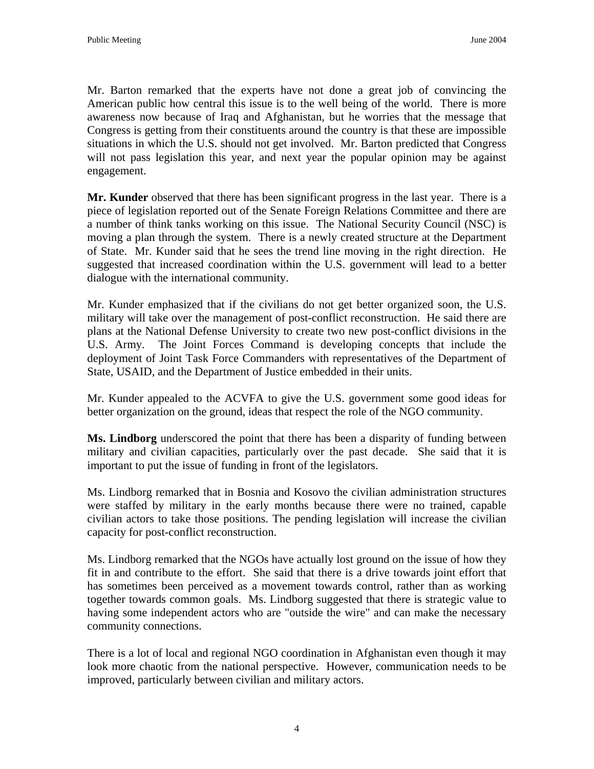Mr. Barton remarked that the experts have not done a great job of convincing the American public how central this issue is to the well being of the world. There is more awareness now because of Iraq and Afghanistan, but he worries that the message that Congress is getting from their constituents around the country is that these are impossible situations in which the U.S. should not get involved. Mr. Barton predicted that Congress will not pass legislation this year, and next year the popular opinion may be against engagement.

**Mr. Kunder** observed that there has been significant progress in the last year. There is a piece of legislation reported out of the Senate Foreign Relations Committee and there are a number of think tanks working on this issue. The National Security Council (NSC) is moving a plan through the system. There is a newly created structure at the Department of State. Mr. Kunder said that he sees the trend line moving in the right direction. He suggested that increased coordination within the U.S. government will lead to a better dialogue with the international community.

Mr. Kunder emphasized that if the civilians do not get better organized soon, the U.S. military will take over the management of post-conflict reconstruction. He said there are plans at the National Defense University to create two new post-conflict divisions in the U.S. Army. The Joint Forces Command is developing concepts that include the deployment of Joint Task Force Commanders with representatives of the Department of State, USAID, and the Department of Justice embedded in their units.

Mr. Kunder appealed to the ACVFA to give the U.S. government some good ideas for better organization on the ground, ideas that respect the role of the NGO community.

**Ms. Lindborg** underscored the point that there has been a disparity of funding between military and civilian capacities, particularly over the past decade. She said that it is important to put the issue of funding in front of the legislators.

Ms. Lindborg remarked that in Bosnia and Kosovo the civilian administration structures were staffed by military in the early months because there were no trained, capable civilian actors to take those positions. The pending legislation will increase the civilian capacity for post-conflict reconstruction.

Ms. Lindborg remarked that the NGOs have actually lost ground on the issue of how they fit in and contribute to the effort. She said that there is a drive towards joint effort that has sometimes been perceived as a movement towards control, rather than as working together towards common goals. Ms. Lindborg suggested that there is strategic value to having some independent actors who are "outside the wire" and can make the necessary community connections.

There is a lot of local and regional NGO coordination in Afghanistan even though it may look more chaotic from the national perspective. However, communication needs to be improved, particularly between civilian and military actors.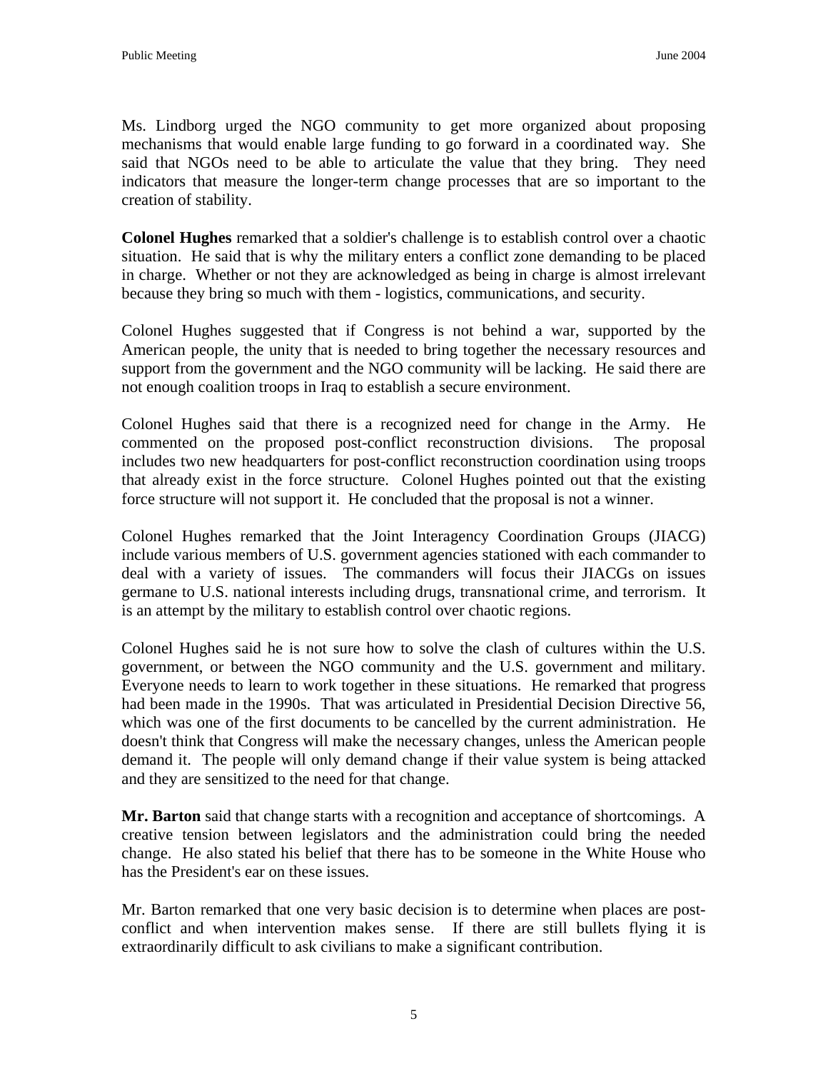Ms. Lindborg urged the NGO community to get more organized about proposing mechanisms that would enable large funding to go forward in a coordinated way. She said that NGOs need to be able to articulate the value that they bring. They need indicators that measure the longer-term change processes that are so important to the creation of stability.

**Colonel Hughes** remarked that a soldier's challenge is to establish control over a chaotic situation. He said that is why the military enters a conflict zone demanding to be placed in charge. Whether or not they are acknowledged as being in charge is almost irrelevant because they bring so much with them - logistics, communications, and security.

Colonel Hughes suggested that if Congress is not behind a war, supported by the American people, the unity that is needed to bring together the necessary resources and support from the government and the NGO community will be lacking. He said there are not enough coalition troops in Iraq to establish a secure environment.

Colonel Hughes said that there is a recognized need for change in the Army. He commented on the proposed post-conflict reconstruction divisions. The proposal includes two new headquarters for post-conflict reconstruction coordination using troops that already exist in the force structure. Colonel Hughes pointed out that the existing force structure will not support it. He concluded that the proposal is not a winner.

Colonel Hughes remarked that the Joint Interagency Coordination Groups (JIACG) include various members of U.S. government agencies stationed with each commander to deal with a variety of issues. The commanders will focus their JIACGs on issues germane to U.S. national interests including drugs, transnational crime, and terrorism. It is an attempt by the military to establish control over chaotic regions.

Colonel Hughes said he is not sure how to solve the clash of cultures within the U.S. government, or between the NGO community and the U.S. government and military. Everyone needs to learn to work together in these situations. He remarked that progress had been made in the 1990s. That was articulated in Presidential Decision Directive 56, which was one of the first documents to be cancelled by the current administration. He doesn't think that Congress will make the necessary changes, unless the American people demand it. The people will only demand change if their value system is being attacked and they are sensitized to the need for that change.

**Mr. Barton** said that change starts with a recognition and acceptance of shortcomings. A creative tension between legislators and the administration could bring the needed change. He also stated his belief that there has to be someone in the White House who has the President's ear on these issues.

Mr. Barton remarked that one very basic decision is to determine when places are post-conflict and when intervention makes sense. If there are still bullets flying it is extraordinarily difficult to ask civilians to make a significant contribution.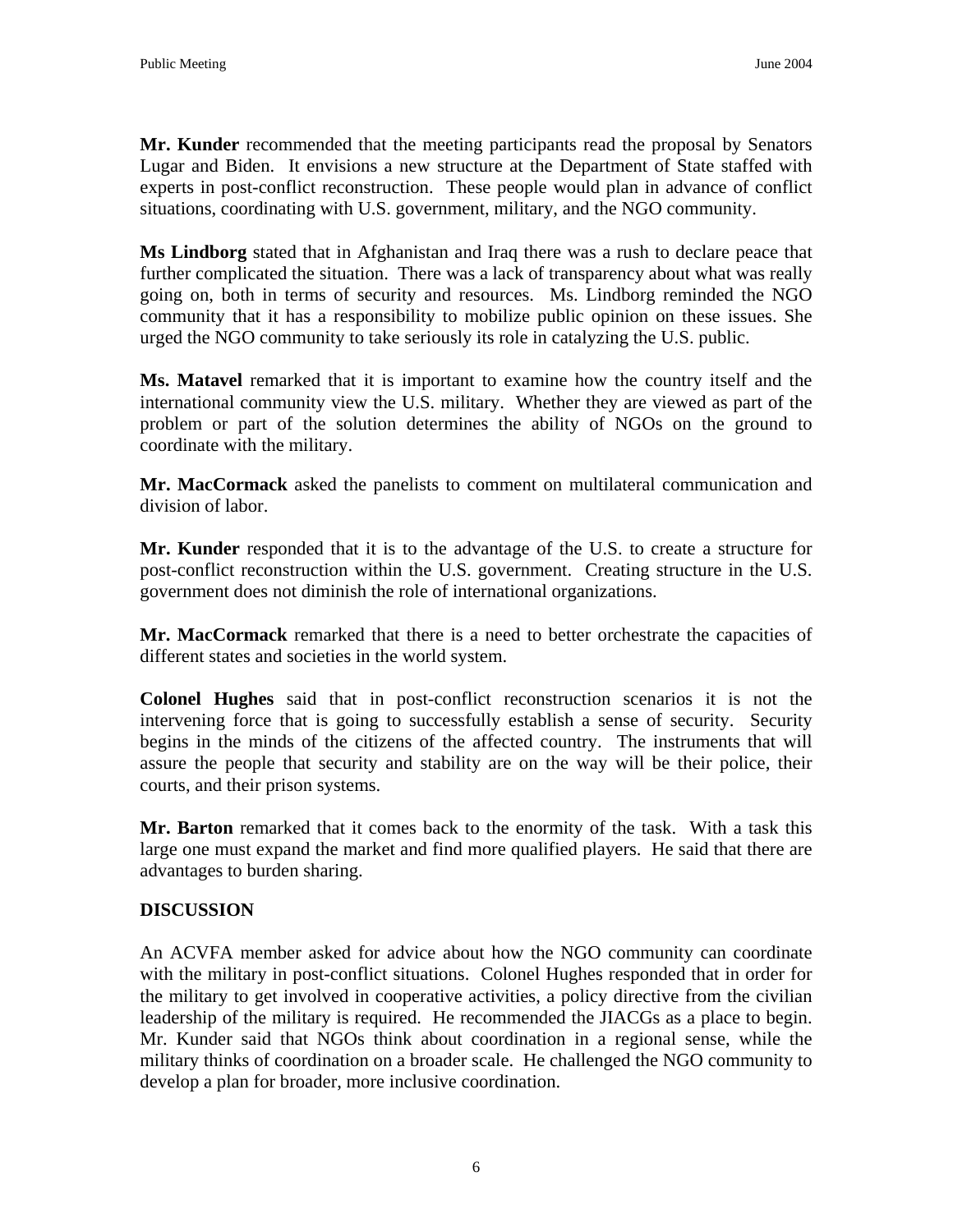**Mr. Kunder** recommended that the meeting participants read the proposal by Senators Lugar and Biden. It envisions a new structure at the Department of State staffed with experts in post-conflict reconstruction. These people would plan in advance of conflict situations, coordinating with U.S. government, military, and the NGO community.

**Ms Lindborg** stated that in Afghanistan and Iraq there was a rush to declare peace that further complicated the situation. There was a lack of transparency about what was really going on, both in terms of security and resources. Ms. Lindborg reminded the NGO community that it has a responsibility to mobilize public opinion on these issues. She urged the NGO community to take seriously its role in catalyzing the U.S. public.

**Ms. Matavel** remarked that it is important to examine how the country itself and the international community view the U.S. military. Whether they are viewed as part of the problem or part of the solution determines the ability of NGOs on the ground to coordinate with the military.

**Mr. MacCormack** asked the panelists to comment on multilateral communication and division of labor.

**Mr. Kunder** responded that it is to the advantage of the U.S. to create a structure for post-conflict reconstruction within the U.S. government. Creating structure in the U.S. government does not diminish the role of international organizations.

**Mr. MacCormack** remarked that there is a need to better orchestrate the capacities of different states and societies in the world system.

**Colonel Hughes** said that in post-conflict reconstruction scenarios it is not the intervening force that is going to successfully establish a sense of security. Security begins in the minds of the citizens of the affected country. The instruments that will assure the people that security and stability are on the way will be their police, their courts, and their prison systems.

**Mr. Barton** remarked that it comes back to the enormity of the task. With a task this large one must expand the market and find more qualified players. He said that there are advantages to burden sharing.

## DISCUSSION

An ACVFA member asked for advice about how the NGO community can coordinate with the military in post-conflict situations. Colonel Hughes responded that in order for the military to get involved in cooperative activities, a policy directive from the civilian leadership of the military is required. He recommended the JIACGs as a place to begin. Mr. Kunder said that NGOs think about coordination in a regional sense, while the military thinks of coordination on a broader scale. He challenged the NGO community to develop a plan for broader, more inclusive coordination.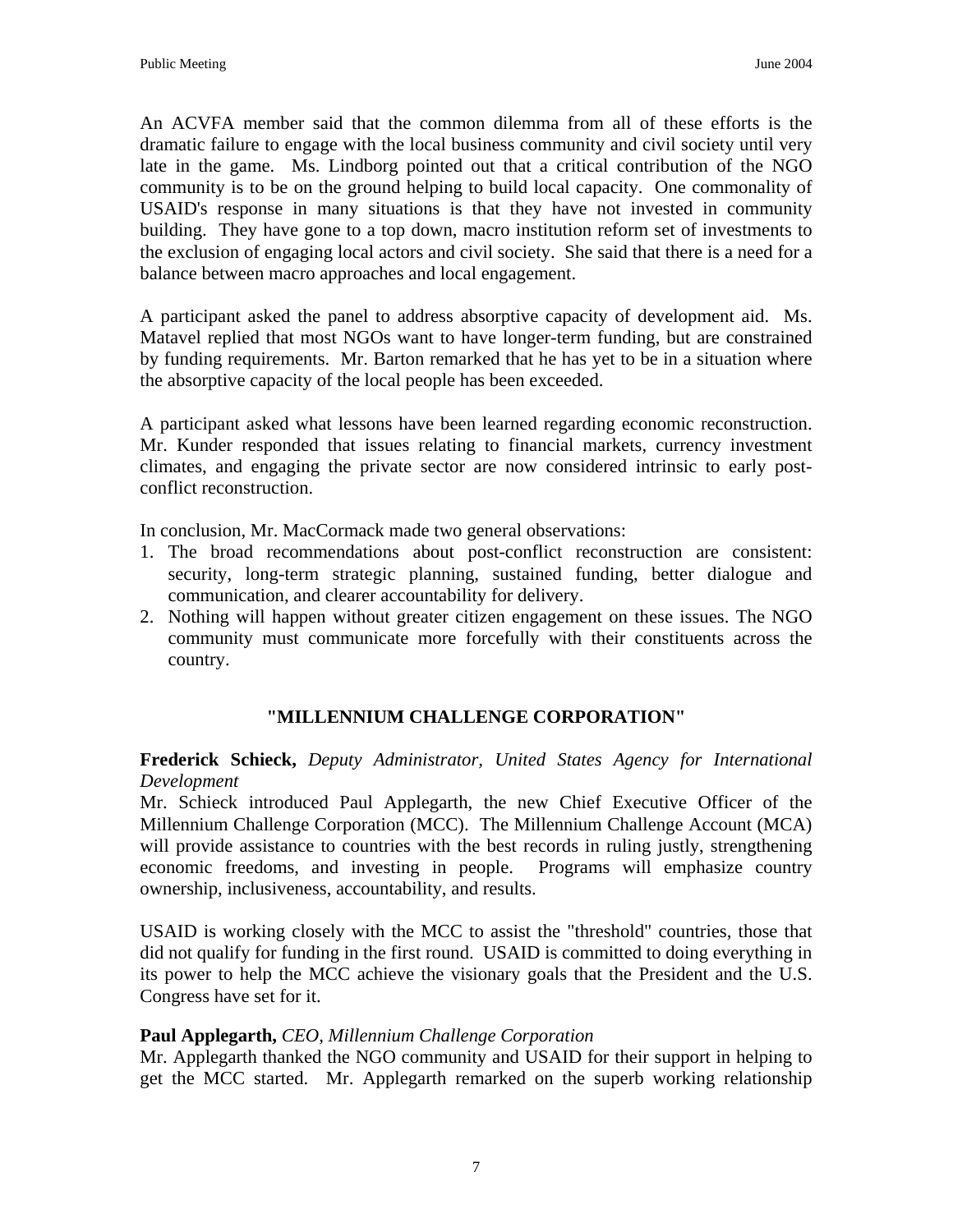An ACVFA member said that the common dilemma from all of these efforts is the dramatic failure to engage with the local business community and civil society until very late in the game. Ms. Lindborg pointed out that a critical contribution of the NGO community is to be on the ground helping to build local capacity. One commonality of USAID's response in many situations is that they have not invested in community building. They have gone to a top down, macro institution reform set of investments to the exclusion of engaging local actors and civil society. She said that there is a need for a balance between macro approaches and local engagement.

A participant asked the panel to address absorptive capacity of development aid. Ms. Matavel replied that most NGOs want to have longer-term funding, but are constrained by funding requirements. Mr. Barton remarked that he has yet to be in a situation where the absorptive capacity of the local people has been exceeded.

A participant asked what lessons have been learned regarding economic reconstruction. Mr. Kunder responded that issues relating to financial markets, currency investment climates, and engaging the private sector are now considered intrinsic to early post-conflict reconstruction.

In conclusion, Mr. MacCormack made two general observations:

1. The broad recommendations about post-conflict reconstruction are consistent: security, long-term strategic planning, sustained funding, better dialogue and communication, and clearer accountability for delivery.
2. Nothing will happen without greater citizen engagement on these issues. The NGO community must communicate more forcefully with their constituents across the country.

## "MILLENNIUM CHALLENGE CORPORATION"

**Frederick Schieck,** *Deputy Administrator, United States Agency for International Development*

Mr. Schieck introduced Paul Applegarth, the new Chief Executive Officer of the Millennium Challenge Corporation (MCC). The Millennium Challenge Account (MCA) will provide assistance to countries with the best records in ruling justly, strengthening economic freedoms, and investing in people. Programs will emphasize country ownership, inclusiveness, accountability, and results.

USAID is working closely with the MCC to assist the "threshold" countries, those that did not qualify for funding in the first round. USAID is committed to doing everything in its power to help the MCC achieve the visionary goals that the President and the U.S. Congress have set for it.

**Paul Applegarth,** *CEO, Millennium Challenge Corporation*

Mr. Applegarth thanked the NGO community and USAID for their support in helping to get the MCC started. Mr. Applegarth remarked on the superb working relationship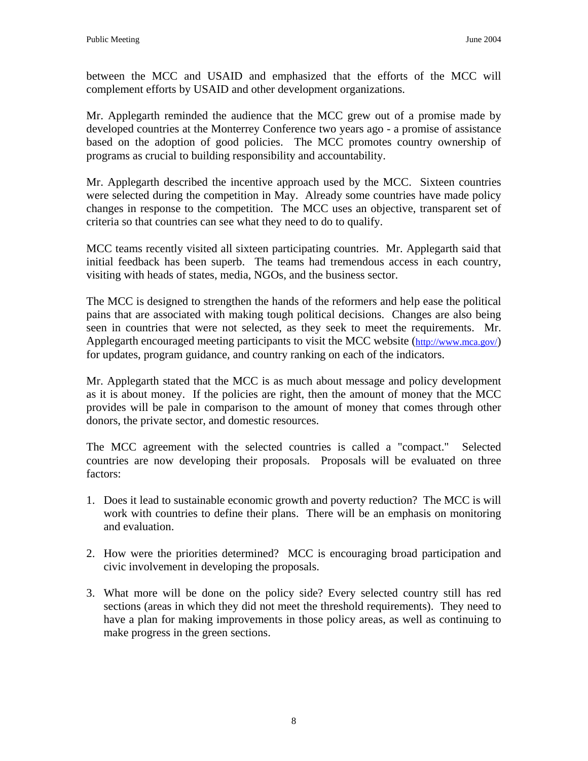between the MCC and USAID and emphasized that the efforts of the MCC will complement efforts by USAID and other development organizations.

Mr. Applegarth reminded the audience that the MCC grew out of a promise made by developed countries at the Monterrey Conference two years ago - a promise of assistance based on the adoption of good policies. The MCC promotes country ownership of programs as crucial to building responsibility and accountability.

Mr. Applegarth described the incentive approach used by the MCC. Sixteen countries were selected during the competition in May. Already some countries have made policy changes in response to the competition. The MCC uses an objective, transparent set of criteria so that countries can see what they need to do to qualify.

MCC teams recently visited all sixteen participating countries. Mr. Applegarth said that initial feedback has been superb. The teams had tremendous access in each country, visiting with heads of states, media, NGOs, and the business sector.

The MCC is designed to strengthen the hands of the reformers and help ease the political pains that are associated with making tough political decisions. Changes are also being seen in countries that were not selected, as they seek to meet the requirements. Mr. Applegarth encouraged meeting participants to visit the MCC website (http://www.mca.gov/) for updates, program guidance, and country ranking on each of the indicators.

Mr. Applegarth stated that the MCC is as much about message and policy development as it is about money. If the policies are right, then the amount of money that the MCC provides will be pale in comparison to the amount of money that comes through other donors, the private sector, and domestic resources.

The MCC agreement with the selected countries is called a "compact." Selected countries are now developing their proposals. Proposals will be evaluated on three factors:

1. Does it lead to sustainable economic growth and poverty reduction? The MCC is will work with countries to define their plans. There will be an emphasis on monitoring and evaluation.

2. How were the priorities determined? MCC is encouraging broad participation and civic involvement in developing the proposals.

3. What more will be done on the policy side? Every selected country still has red sections (areas in which they did not meet the threshold requirements). They need to have a plan for making improvements in those policy areas, as well as continuing to make progress in the green sections.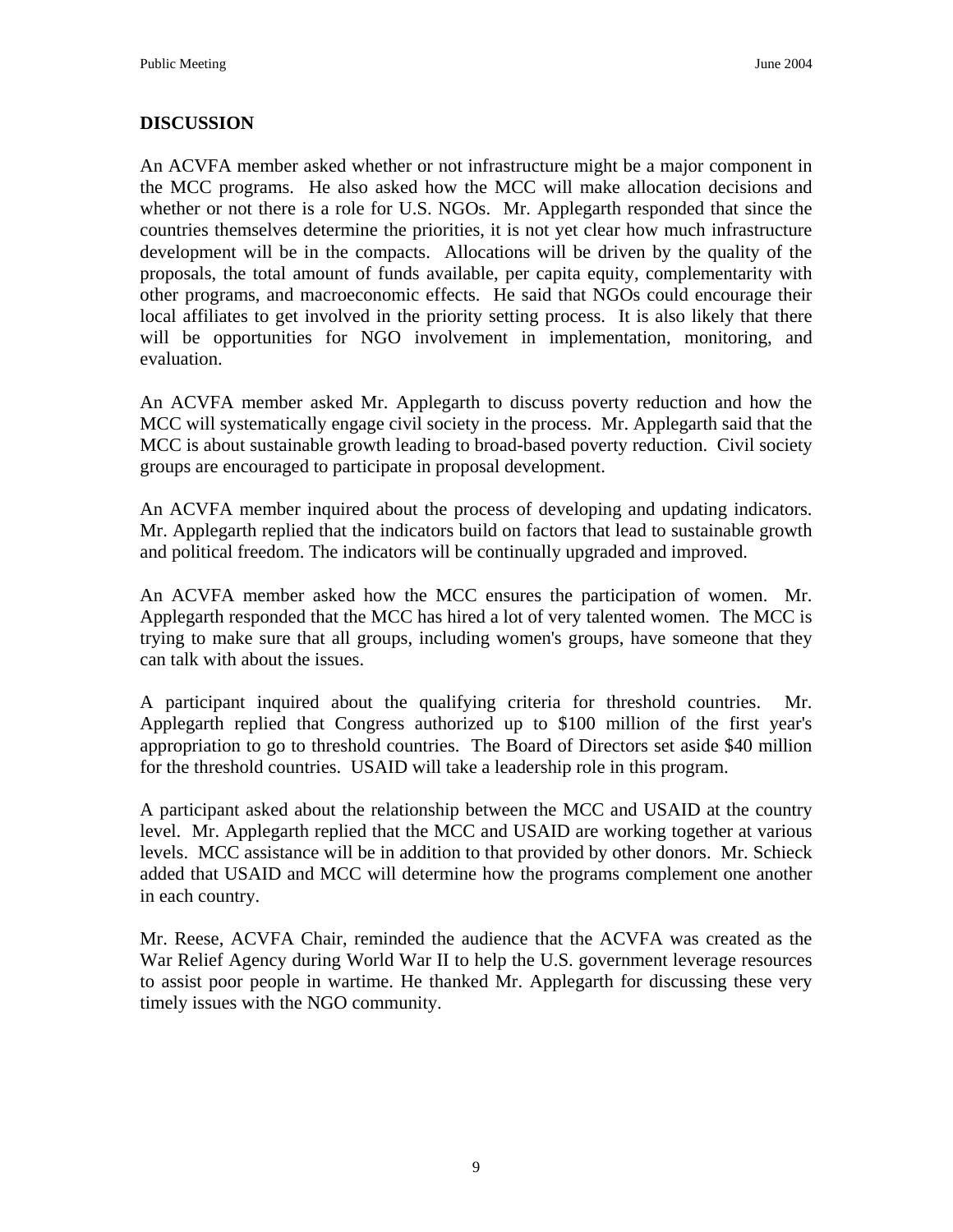## DISCUSSION

An ACVFA member asked whether or not infrastructure might be a major component in the MCC programs. He also asked how the MCC will make allocation decisions and whether or not there is a role for U.S. NGOs. Mr. Applegarth responded that since the countries themselves determine the priorities, it is not yet clear how much infrastructure development will be in the compacts. Allocations will be driven by the quality of the proposals, the total amount of funds available, per capita equity, complementarity with other programs, and macroeconomic effects. He said that NGOs could encourage their local affiliates to get involved in the priority setting process. It is also likely that there will be opportunities for NGO involvement in implementation, monitoring, and evaluation.

An ACVFA member asked Mr. Applegarth to discuss poverty reduction and how the MCC will systematically engage civil society in the process. Mr. Applegarth said that the MCC is about sustainable growth leading to broad-based poverty reduction. Civil society groups are encouraged to participate in proposal development.

An ACVFA member inquired about the process of developing and updating indicators. Mr. Applegarth replied that the indicators build on factors that lead to sustainable growth and political freedom. The indicators will be continually upgraded and improved.

An ACVFA member asked how the MCC ensures the participation of women. Mr. Applegarth responded that the MCC has hired a lot of very talented women. The MCC is trying to make sure that all groups, including women's groups, have someone that they can talk with about the issues.

A participant inquired about the qualifying criteria for threshold countries. Mr. Applegarth replied that Congress authorized up to $100 million of the first year's appropriation to go to threshold countries. The Board of Directors set aside $40 million for the threshold countries. USAID will take a leadership role in this program.

A participant asked about the relationship between the MCC and USAID at the country level. Mr. Applegarth replied that the MCC and USAID are working together at various levels. MCC assistance will be in addition to that provided by other donors. Mr. Schieck added that USAID and MCC will determine how the programs complement one another in each country.

Mr. Reese, ACVFA Chair, reminded the audience that the ACVFA was created as the War Relief Agency during World War II to help the U.S. government leverage resources to assist poor people in wartime. He thanked Mr. Applegarth for discussing these very timely issues with the NGO community.